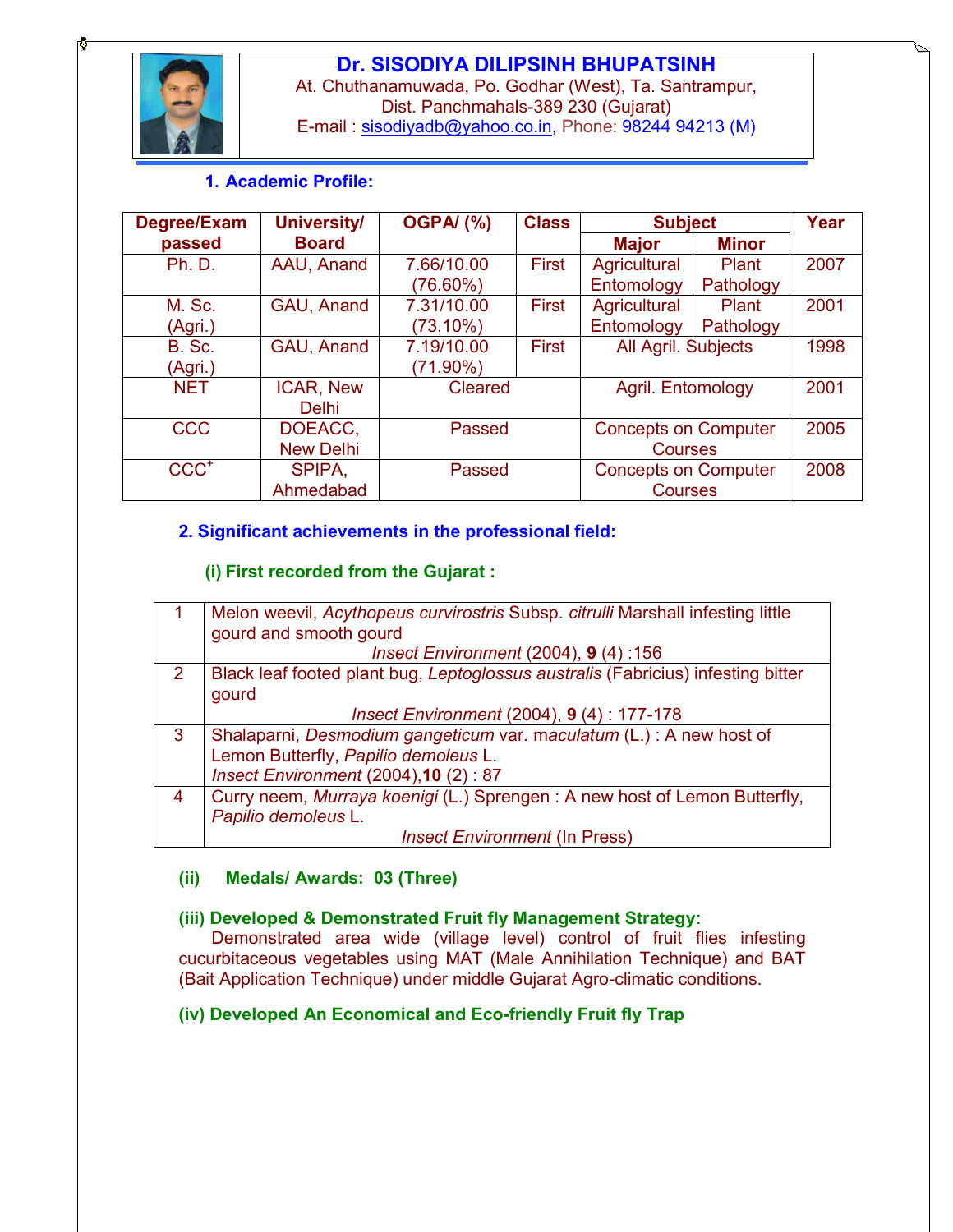# Dr. SISODIYA DILIPSINH BHUPATSINH

At. Chuthanamuwada, Po. Godhar (West), Ta. Santrampur,
Dist. Panchmahals-389 230 (Gujarat)
E-mail : sisodiyadb@yahoo.co.in, Phone: 98244 94213 (M)

## 1. Academic Profile:

| Degree/Exam passed | University/ Board | OGPA/ (%) | Class | Subject | | Year |
|---|---|---|---|---|---|---|
| | | | | Major | Minor | |
| Ph. D. | AAU, Anand | 7.66/10.00 (76.60%) | First | Agricultural Entomology | Plant Pathology | 2007 |
| M. Sc. (Agri.) | GAU, Anand | 7.31/10.00 (73.10%) | First | Agricultural Entomology | Plant Pathology | 2001 |
| B. Sc. (Agri.) | GAU, Anand | 7.19/10.00 (71.90%) | First | All Agril. Subjects | | 1998 |
| NET | ICAR, New Delhi | Cleared | | Agril. Entomology | | 2001 |
| CCC | DOEACC, New Delhi | Passed | | Concepts on Computer Courses | | 2005 |
| CCC+ | SPIPA, Ahmedabad | Passed | | Concepts on Computer Courses | | 2008 |

## 2. Significant achievements in the professional field:

### (i) First recorded from the Gujarat :

| | |
|---|---|
| 1 | Melon weevil, *Acythopeus curvirostris* Subsp. *citrulli* Marshall infesting little gourd and smooth gourd<br>*Insect Environment* (2004), **9** (4) :156 |
| 2 | Black leaf footed plant bug, *Leptoglossus australis* (Fabricius) infesting bitter gourd<br>*Insect Environment* (2004), **9** (4) : 177-178 |
| 3 | Shalaparni, *Desmodium gangeticum* var. *maculatum* (L.) : A new host of Lemon Butterfly, *Papilio demoleus* L.<br>*Insect Environment* (2004),**10** (2) : 87 |
| 4 | Curry neem, *Murraya koenigi* (L.) Sprengen : A new host of Lemon Butterfly, *Papilio demoleus* L.<br>*Insect Environment* (In Press) |

### (ii) Medals/ Awards: 03 (Three)

### (iii) Developed & Demonstrated Fruit fly Management Strategy:

Demonstrated area wide (village level) control of fruit flies infesting cucurbitaceous vegetables using MAT (Male Annihilation Technique) and BAT (Bait Application Technique) under middle Gujarat Agro-climatic conditions.

### (iv) Developed An Economical and Eco-friendly Fruit fly Trap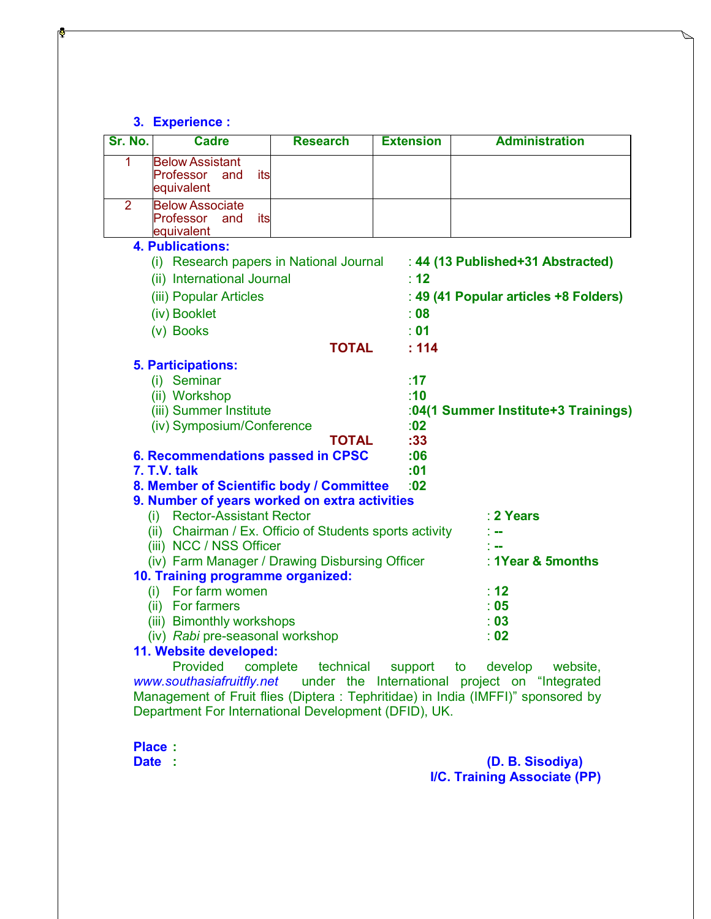**3. Experience :**

| Sr. No. | Cadre | Research | Extension | Administration |
|---|---|---|---|---|
| 1 | Below Assistant Professor and its equivalent | | | |
| 2 | Below Associate Professor and its equivalent | | | |

**4. Publications:**

(i) Research papers in National Journal : **44 (13 Published+31 Abstracted)**
(ii) International Journal : **12**
(iii) Popular Articles : **49 (41 Popular articles +8 Folders)**
(iv) Booklet : **08**
(v) Books : **01**
**TOTAL : 114**

**5. Participations:**

(i) Seminar :**17**
(ii) Workshop :**10**
(iii) Summer Institute :**04(1 Summer Institute+3 Trainings)**
(iv) Symposium/Conference :**02**
**TOTAL :33**

**6. Recommendations passed in CPSC :06**

**7. T.V. talk :01**

**8. Member of Scientific body / Committee :02**

**9. Number of years worked on extra activities**

(i) Rector-Assistant Rector : **2 Years**
(ii) Chairman / Ex. Officio of Students sports activity : **--**
(iii) NCC / NSS Officer : **--**
(iv) Farm Manager / Drawing Disbursing Officer : **1Year & 5months**

**10. Training programme organized:**

(i) For farm women : **12**
(ii) For farmers : **05**
(iii) Bimonthly workshops : **03**
(iv) *Rabi* pre-seasonal workshop : **02**

**11. Website developed:**

Provided complete technical support to develop website, *www.southasiafruitfly.net* under the International project on “Integrated Management of Fruit flies (Diptera : Tephritidae) in India (IMFFI)” sponsored by Department For International Development (DFID), UK.

**Place :**
**Date :**

**(D. B. Sisodiya)**
**I/C. Training Associate (PP)**